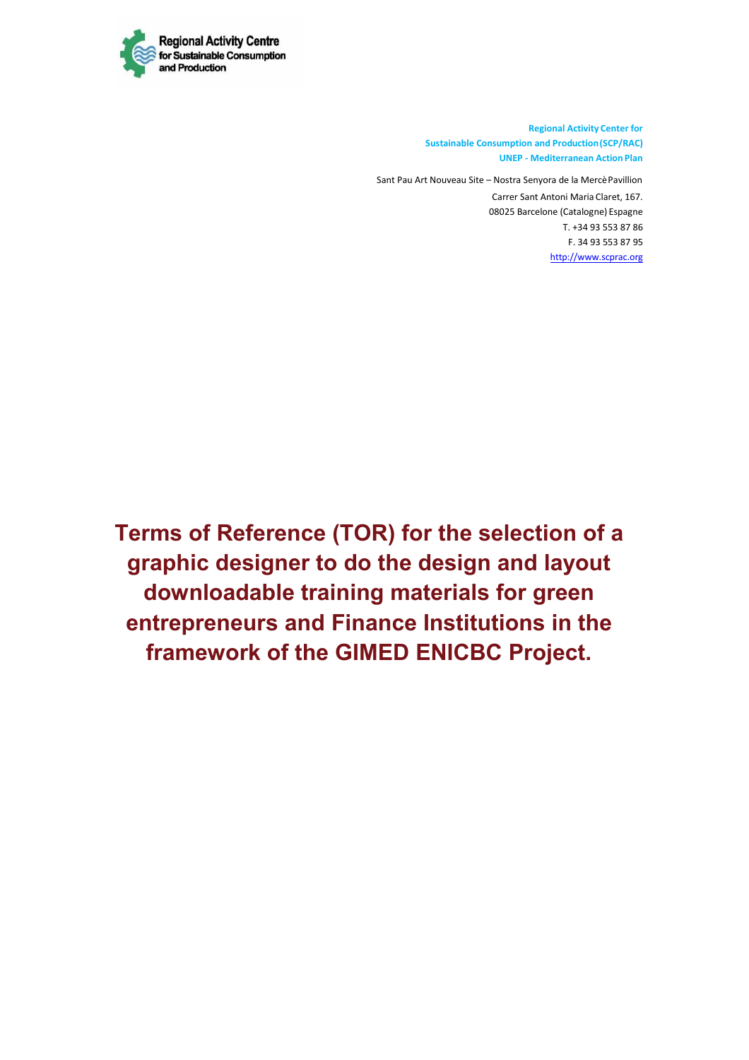Regional Activity Centre for Sustainable Consumption and Production

**Regional Activity Center for Sustainable Consumption and Production (SCP/RAC) UNEP - Mediterranean Action Plan**

Sant Pau Art Nouveau Site – Nostra Senyora de la Mercè Pavillion
Carrer Sant Antoni Maria Claret, 167.
08025 Barcelone (Catalogne) Espagne
T. +34 93 553 87 86
F. 34 93 553 87 95
http://www.scprac.org

# Terms of Reference (TOR) for the selection of a graphic designer to do the design and layout downloadable training materials for green entrepreneurs and Finance Institutions in the framework of the GIMED ENICBC Project.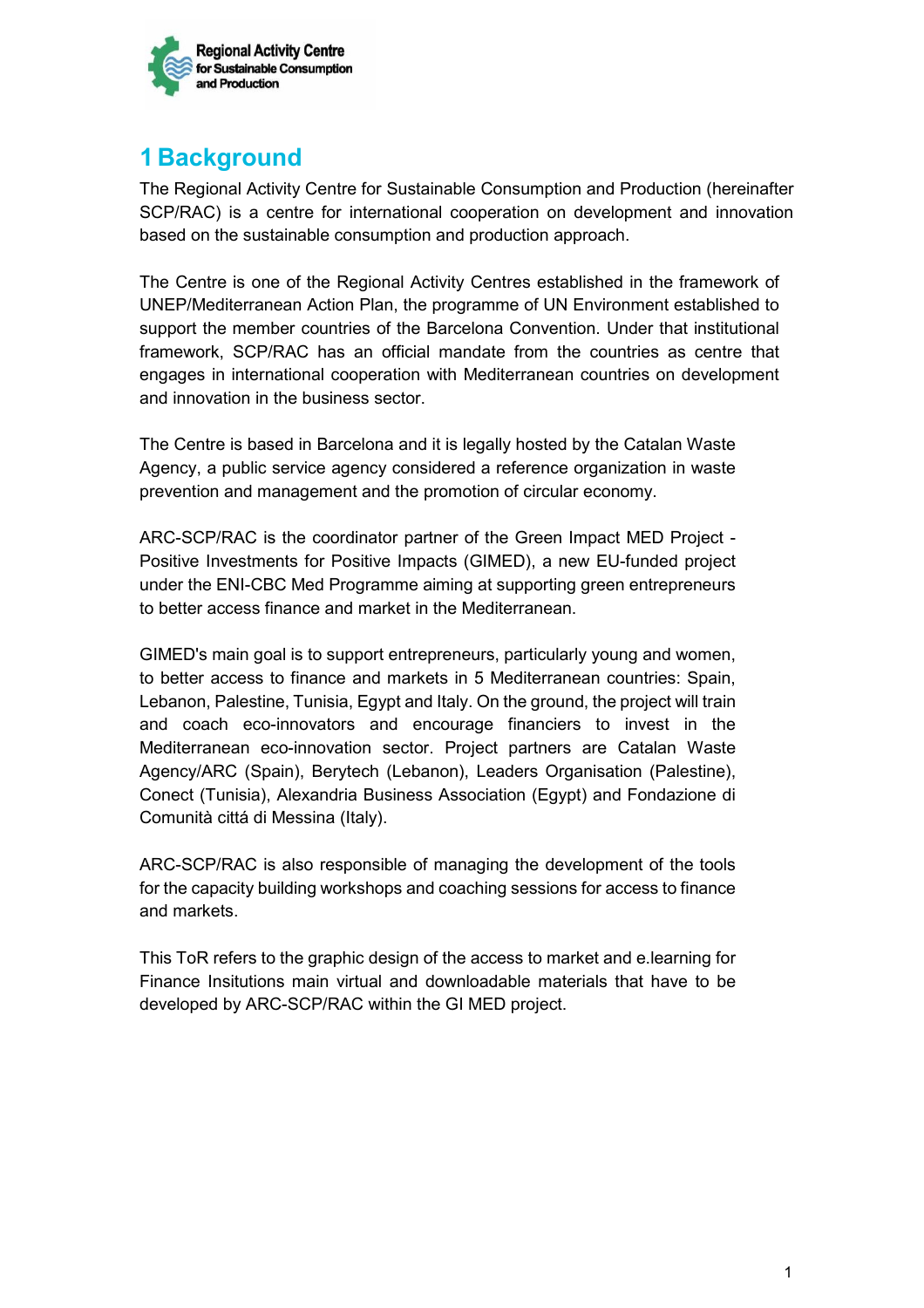# 1 Background

The Regional Activity Centre for Sustainable Consumption and Production (hereinafter SCP/RAC) is a centre for international cooperation on development and innovation based on the sustainable consumption and production approach.

The Centre is one of the Regional Activity Centres established in the framework of UNEP/Mediterranean Action Plan, the programme of UN Environment established to support the member countries of the Barcelona Convention. Under that institutional framework, SCP/RAC has an official mandate from the countries as centre that engages in international cooperation with Mediterranean countries on development and innovation in the business sector.

The Centre is based in Barcelona and it is legally hosted by the Catalan Waste Agency, a public service agency considered a reference organization in waste prevention and management and the promotion of circular economy.

ARC-SCP/RAC is the coordinator partner of the Green Impact MED Project - Positive Investments for Positive Impacts (GIMED), a new EU-funded project under the ENI-CBC Med Programme aiming at supporting green entrepreneurs to better access finance and market in the Mediterranean.

GIMED's main goal is to support entrepreneurs, particularly young and women, to better access to finance and markets in 5 Mediterranean countries: Spain, Lebanon, Palestine, Tunisia, Egypt and Italy. On the ground, the project will train and coach eco-innovators and encourage financiers to invest in the Mediterranean eco-innovation sector. Project partners are Catalan Waste Agency/ARC (Spain), Berytech (Lebanon), Leaders Organisation (Palestine), Conect (Tunisia), Alexandria Business Association (Egypt) and Fondazione di Comunità cittá di Messina (Italy).

ARC-SCP/RAC is also responsible of managing the development of the tools for the capacity building workshops and coaching sessions for access to finance and markets.

This ToR refers to the graphic design of the access to market and e.learning for Finance Insitutions main virtual and downloadable materials that have to be developed by ARC-SCP/RAC within the GI MED project.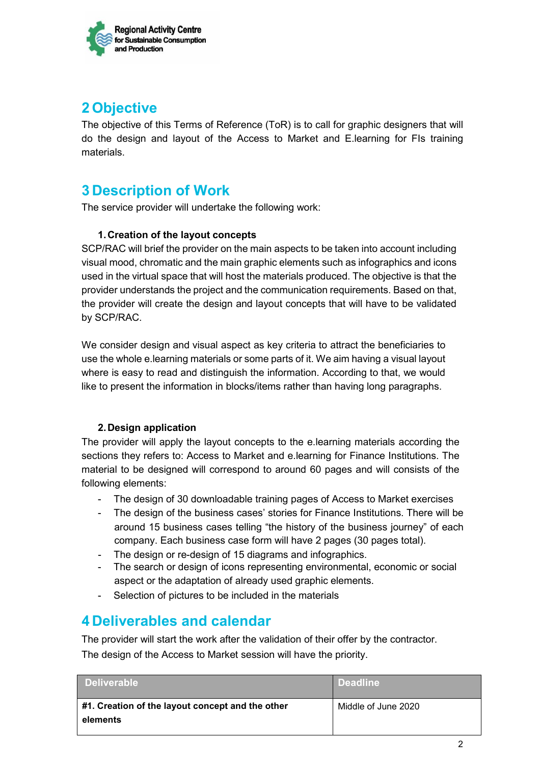## 2 Objective

The objective of this Terms of Reference (ToR) is to call for graphic designers that will do the design and layout of the Access to Market and E.learning for FIs training materials.

## 3 Description of Work

The service provider will undertake the following work:

**1. Creation of the layout concepts**

SCP/RAC will brief the provider on the main aspects to be taken into account including visual mood, chromatic and the main graphic elements such as infographics and icons used in the virtual space that will host the materials produced. The objective is that the provider understands the project and the communication requirements. Based on that, the provider will create the design and layout concepts that will have to be validated by SCP/RAC.

We consider design and visual aspect as key criteria to attract the beneficiaries to use the whole e.learning materials or some parts of it. We aim having a visual layout where is easy to read and distinguish the information. According to that, we would like to present the information in blocks/items rather than having long paragraphs.

**2. Design application**

The provider will apply the layout concepts to the e.learning materials according the sections they refers to: Access to Market and e.learning for Finance Institutions. The material to be designed will correspond to around 60 pages and will consists of the following elements:

- The design of 30 downloadable training pages of Access to Market exercises
- The design of the business cases' stories for Finance Institutions. There will be around 15 business cases telling "the history of the business journey" of each company. Each business case form will have 2 pages (30 pages total).
- The design or re-design of 15 diagrams and infographics.
- The search or design of icons representing environmental, economic or social aspect or the adaptation of already used graphic elements.
- Selection of pictures to be included in the materials

## 4 Deliverables and calendar

The provider will start the work after the validation of their offer by the contractor.
The design of the Access to Market session will have the priority.

| Deliverable | Deadline |
|---|---|
| **#1. Creation of the layout concept and the other elements** | Middle of June 2020 |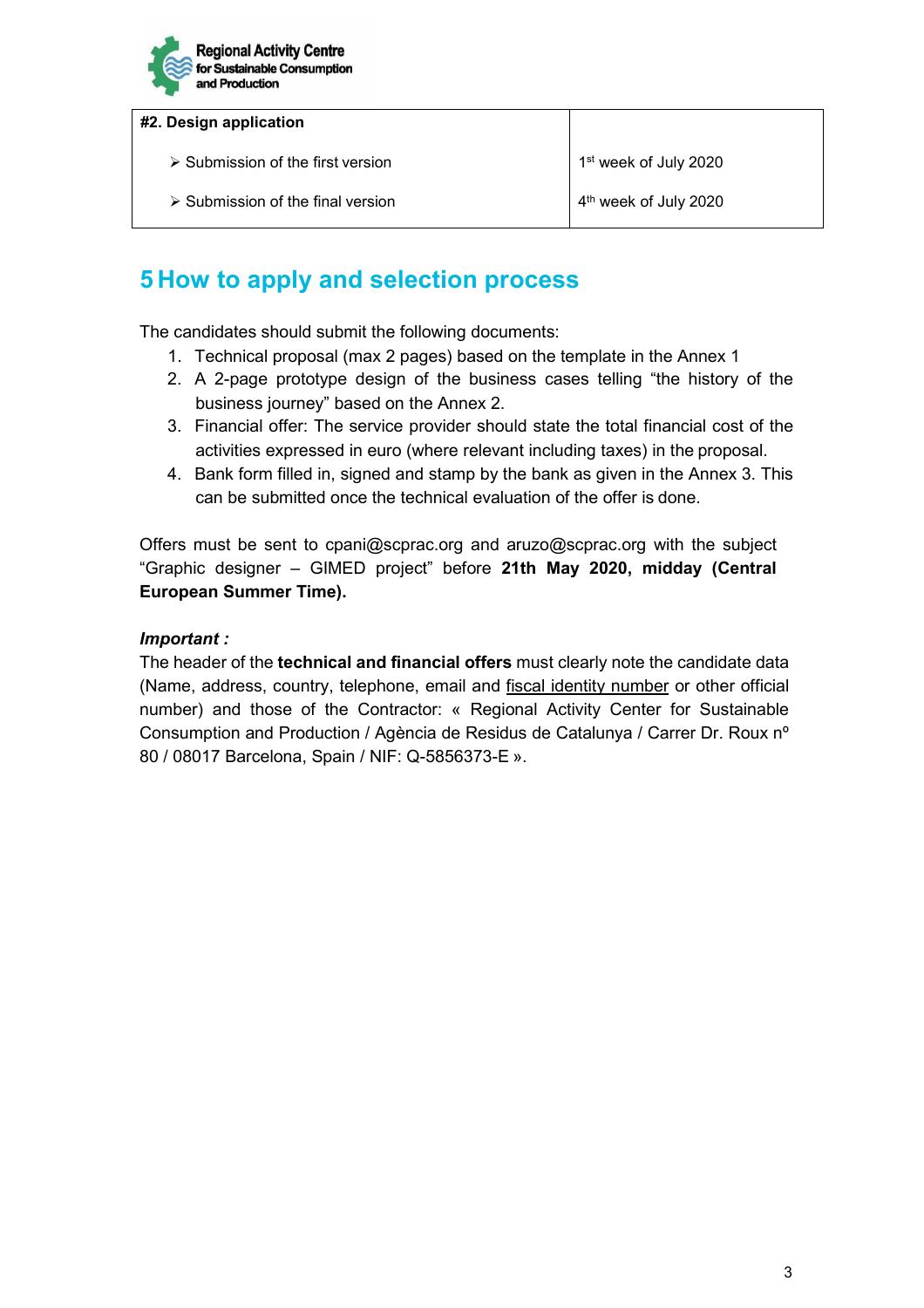| #2. Design application | |
|---|---|
| ➢ Submission of the first version | 1st week of July 2020 |
| ➢ Submission of the final version | 4th week of July 2020 |

## 5 How to apply and selection process

The candidates should submit the following documents:

1. Technical proposal (max 2 pages) based on the template in the Annex 1
2. A 2-page prototype design of the business cases telling "the history of the business journey" based on the Annex 2.
3. Financial offer: The service provider should state the total financial cost of the activities expressed in euro (where relevant including taxes) in the proposal.
4. Bank form filled in, signed and stamp by the bank as given in the Annex 3. This can be submitted once the technical evaluation of the offer is done.

Offers must be sent to cpani@scprac.org and aruzo@scprac.org with the subject "Graphic designer – GIMED project" before **21th May 2020, midday (Central European Summer Time).**

***Important :***
The header of the **technical and financial offers** must clearly note the candidate data (Name, address, country, telephone, email and fiscal identity number or other official number) and those of the Contractor: « Regional Activity Center for Sustainable Consumption and Production / Agència de Residus de Catalunya / Carrer Dr. Roux nº 80 / 08017 Barcelona, Spain / NIF: Q-5856373-E ».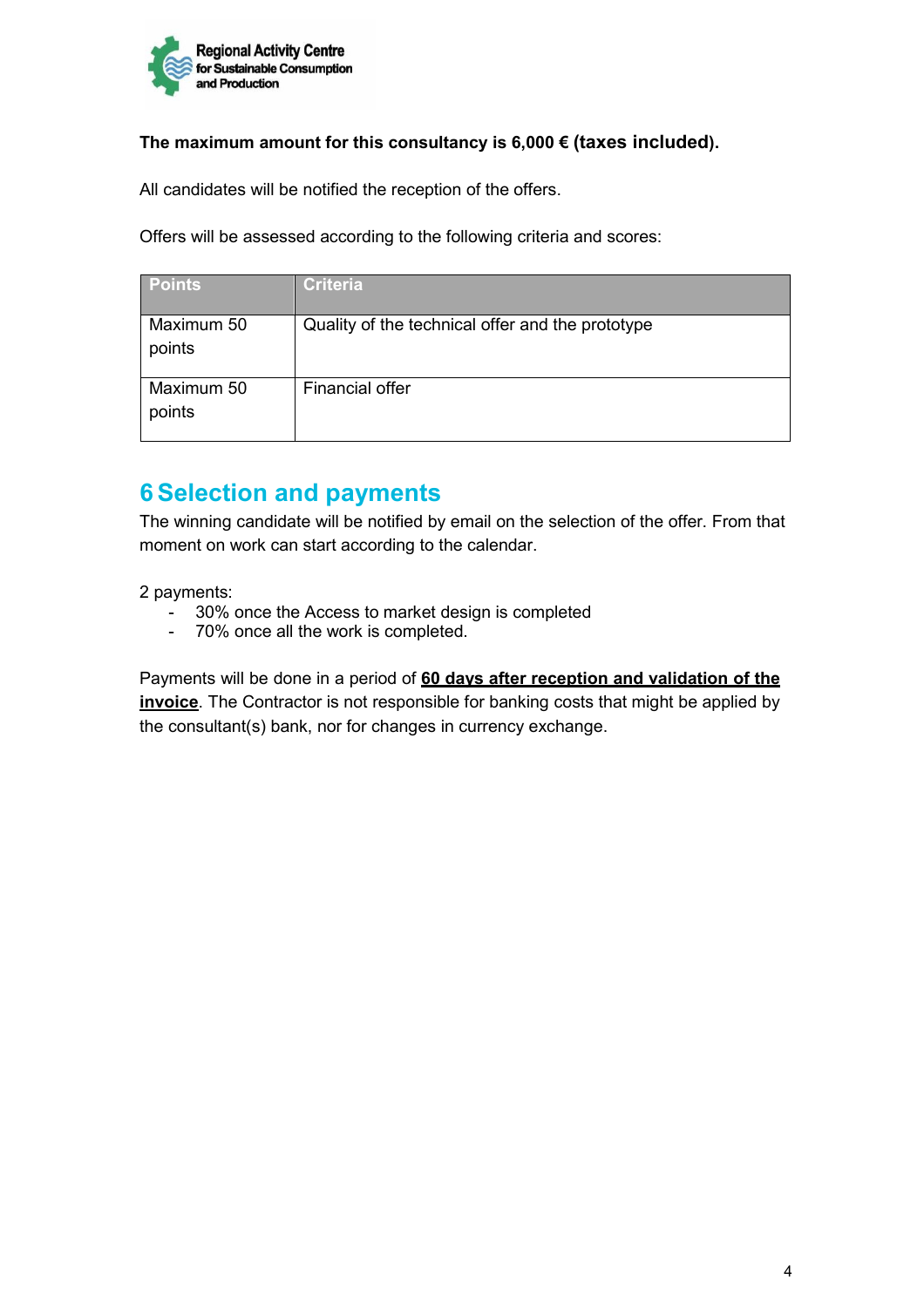**The maximum amount for this consultancy is 6,000 € (taxes included).**

All candidates will be notified the reception of the offers.

Offers will be assessed according to the following criteria and scores:

| Points | Criteria |
|---|---|
| Maximum 50 points | Quality of the technical offer and the prototype |
| Maximum 50 points | Financial offer |

# 6 Selection and payments

The winning candidate will be notified by email on the selection of the offer. From that moment on work can start according to the calendar.

2 payments:

- 30% once the Access to market design is completed
- 70% once all the work is completed.

Payments will be done in a period of **60 days after reception and validation of the invoice**. The Contractor is not responsible for banking costs that might be applied by the consultant(s) bank, nor for changes in currency exchange.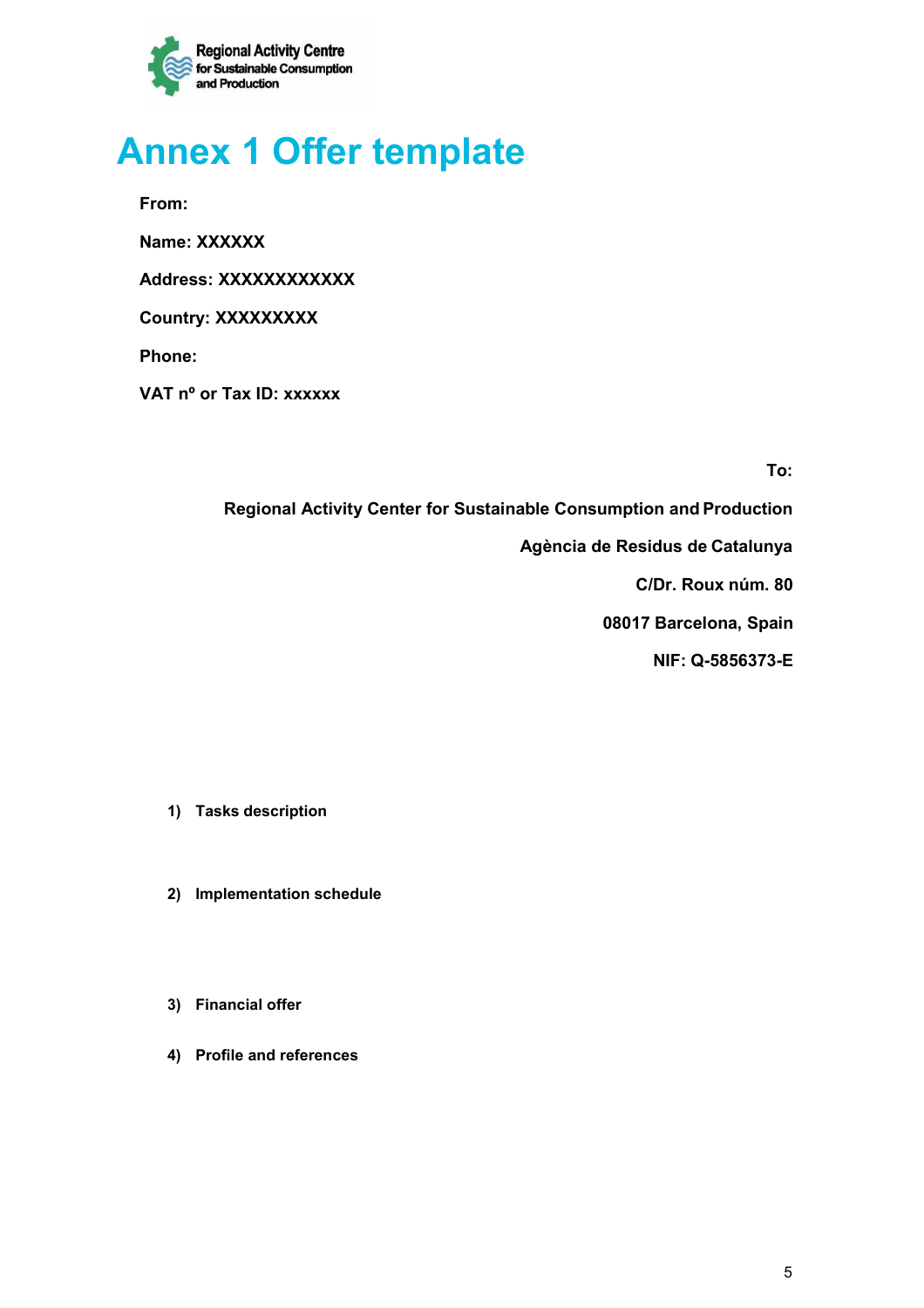# Annex 1 Offer template

**From:**

**Name: XXXXXX**

**Address: XXXXXXXXXXXX**

**Country: XXXXXXXXX**

**Phone:**

**VAT nº or Tax ID: xxxxxx**

**To:**

**Regional Activity Center for Sustainable Consumption and Production**

**Agència de Residus de Catalunya**

**C/Dr. Roux núm. 80**

**08017 Barcelona, Spain**

**NIF: Q-5856373-E**

1) **Tasks description**

2) **Implementation schedule**

3) **Financial offer**

4) **Profile and references**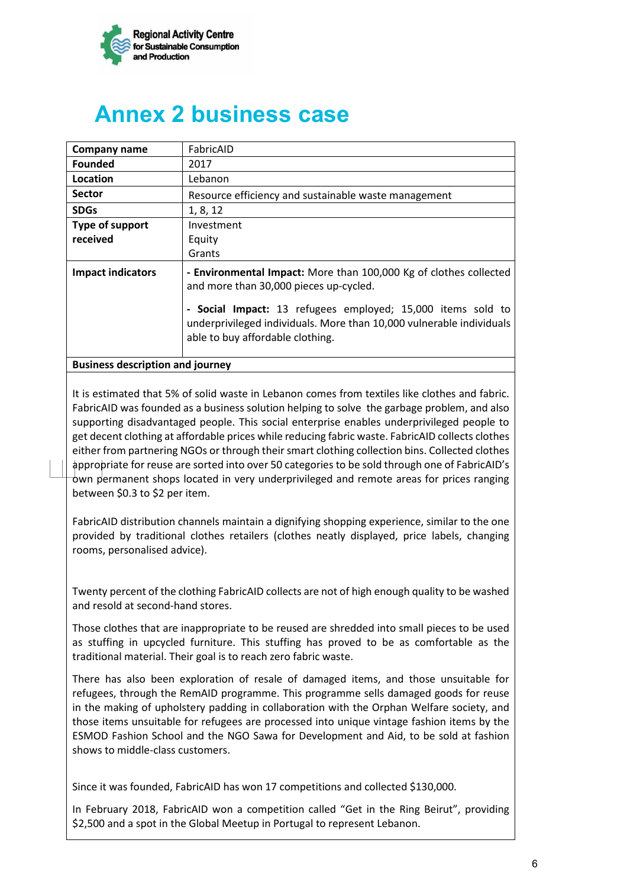# Annex 2 business case

| Company name | FabricAID |
|---|---|
| Founded | 2017 |
| Location | Lebanon |
| Sector | Resource efficiency and sustainable waste management |
| SDGs | 1, 8, 12 |
| Type of support received | Investment<br>Equity<br>Grants |
| Impact indicators | - **Environmental Impact:** More than 100,000 Kg of clothes collected and more than 30,000 pieces up-cycled.<br><br>- **Social Impact:** 13 refugees employed; 15,000 items sold to underprivileged individuals. More than 10,000 vulnerable individuals able to buy affordable clothing. |

**Business description and journey**

It is estimated that 5% of solid waste in Lebanon comes from textiles like clothes and fabric. FabricAID was founded as a business solution helping to solve the garbage problem, and also supporting disadvantaged people. This social enterprise enables underprivileged people to get decent clothing at affordable prices while reducing fabric waste. FabricAID collects clothes either from partnering NGOs or through their smart clothing collection bins. Collected clothes appropriate for reuse are sorted into over 50 categories to be sold through one of FabricAID's own permanent shops located in very underprivileged and remote areas for prices ranging between $0.3 to $2 per item.

FabricAID distribution channels maintain a dignifying shopping experience, similar to the one provided by traditional clothes retailers (clothes neatly displayed, price labels, changing rooms, personalised advice).

Twenty percent of the clothing FabricAID collects are not of high enough quality to be washed and resold at second-hand stores.

Those clothes that are inappropriate to be reused are shredded into small pieces to be used as stuffing in upcycled furniture. This stuffing has proved to be as comfortable as the traditional material. Their goal is to reach zero fabric waste.

There has also been exploration of resale of damaged items, and those unsuitable for refugees, through the RemAID programme. This programme sells damaged goods for reuse in the making of upholstery padding in collaboration with the Orphan Welfare society, and those items unsuitable for refugees are processed into unique vintage fashion items by the ESMOD Fashion School and the NGO Sawa for Development and Aid, to be sold at fashion shows to middle-class customers.

Since it was founded, FabricAID has won 17 competitions and collected $130,000.

In February 2018, FabricAID won a competition called "Get in the Ring Beirut", providing $2,500 and a spot in the Global Meetup in Portugal to represent Lebanon.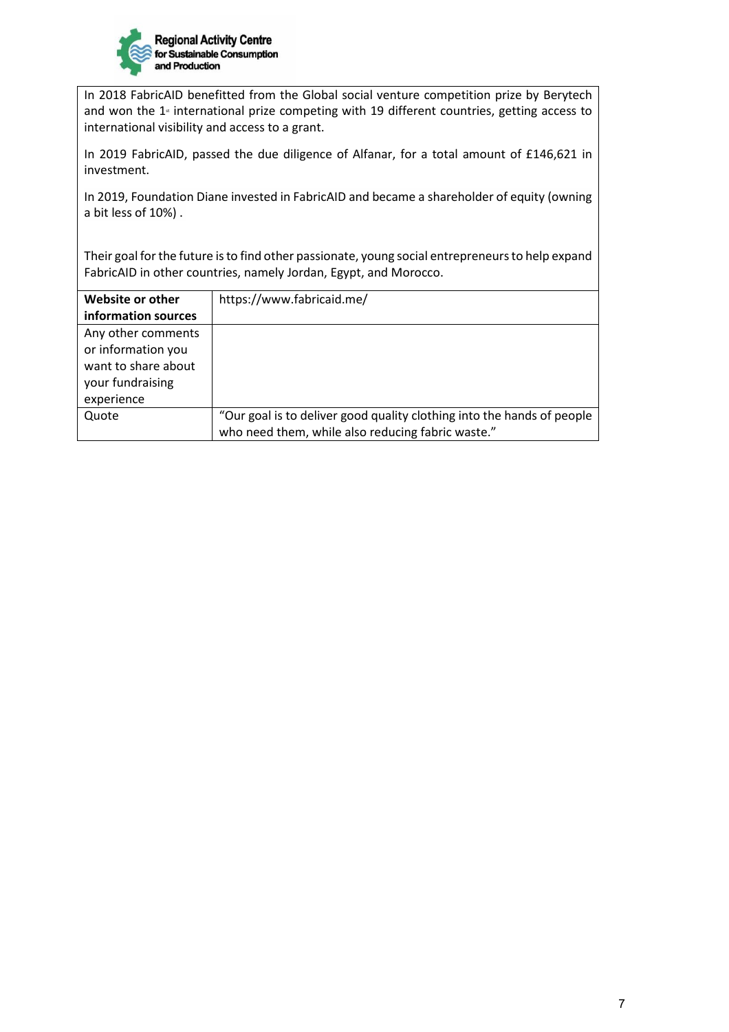In 2018 FabricAID benefitted from the Global social venture competition prize by Berytech and won the 1st international prize competing with 19 different countries, getting access to international visibility and access to a grant.

In 2019 FabricAID, passed the due diligence of Alfanar, for a total amount of £146,621 in investment.

In 2019, Foundation Diane invested in FabricAID and became a shareholder of equity (owning a bit less of 10%) .

Their goal for the future is to find other passionate, young social entrepreneurs to help expand FabricAID in other countries, namely Jordan, Egypt, and Morocco.

| **Website or other information sources** | https://www.fabricaid.me/ |
|---|---|
| Any other comments or information you want to share about your fundraising experience | |
| Quote | "Our goal is to deliver good quality clothing into the hands of people who need them, while also reducing fabric waste." |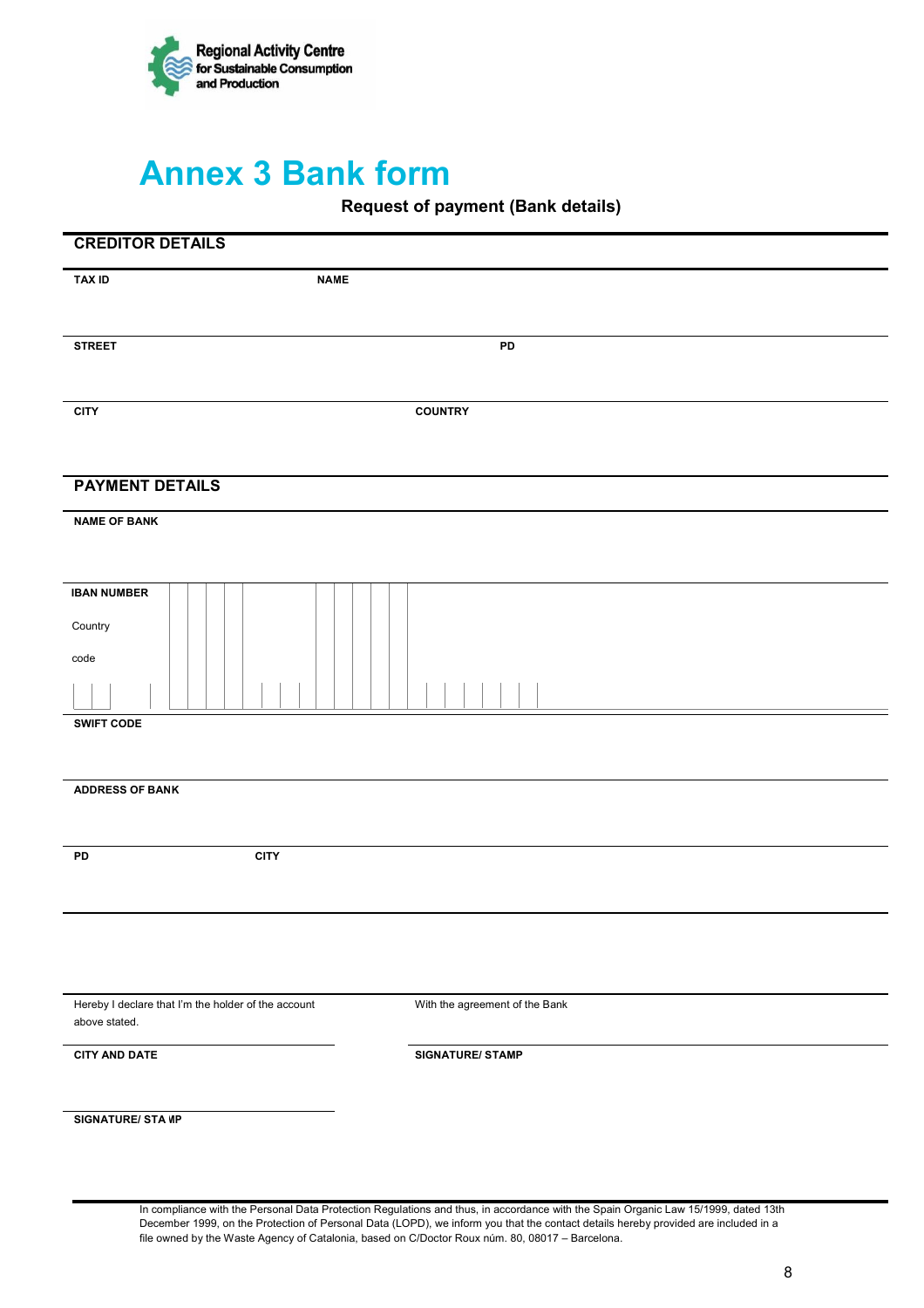Regional Activity Centre for Sustainable Consumption and Production

# Annex 3 Bank form

**Request of payment (Bank details)**

## CREDITOR DETAILS

**TAX ID** **NAME**

**STREET** **PD**

**CITY** **COUNTRY**

## PAYMENT DETAILS

**NAME OF BANK**

**IBAN NUMBER**

Country code

**SWIFT CODE**

**ADDRESS OF BANK**

**PD** **CITY**

Hereby I declare that I'm the holder of the account above stated.

With the agreement of the Bank

**CITY AND DATE**

**SIGNATURE/ STAMP**

**SIGNATURE/ STAMP**

In compliance with the Personal Data Protection Regulations and thus, in accordance with the Spain Organic Law 15/1999, dated 13th December 1999, on the Protection of Personal Data (LOPD), we inform you that the contact details hereby provided are included in a file owned by the Waste Agency of Catalonia, based on C/Doctor Roux núm. 80, 08017 – Barcelona.